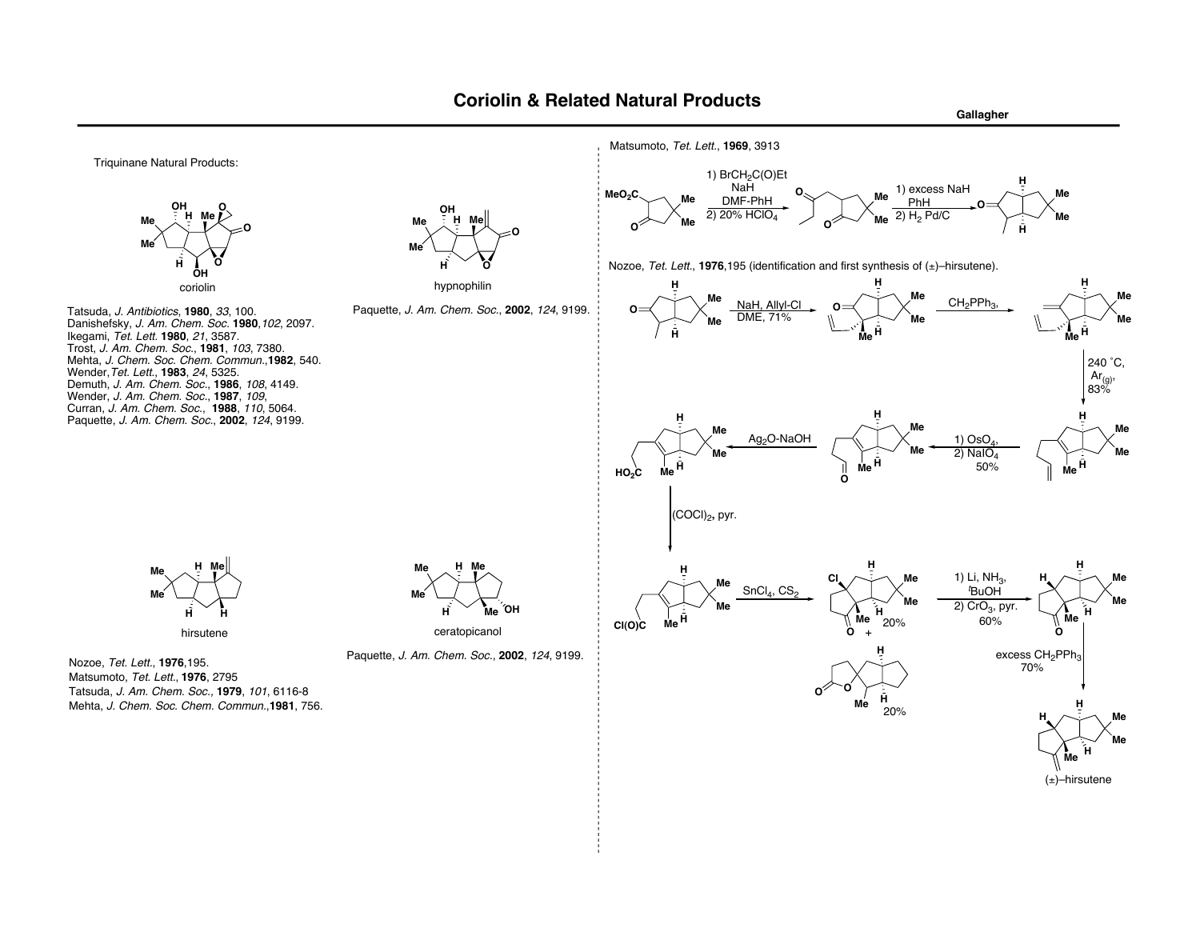# Coriolin & Related Natural Products

Gallagher

## Triquinane Natural Products:

coriolin

Tatsuda, *J. Antibiotics*, **1980**, *33*, 100.
Danishefsky, *J. Am. Chem. Soc.* **1980**,*102*, 2097.
Ikegami, *Tet. Lett.* **1980**, *21*, 3587.
Trost, *J. Am. Chem. Soc.*, **1981**, *103*, 7380.
Mehta, *J. Chem. Soc. Chem. Commun.*,**1982**, 540.
Wender,*Tet. Lett.*, **1983**, *24*, 5325.
Demuth, *J. Am. Chem. Soc.*, **1986**, *108*, 4149.
Wender, *J. Am. Chem. Soc.*, **1987**, *109*,
Curran, *J. Am. Chem. Soc.*, **1988**, *110*, 5064.
Paquette, *J. Am. Chem. Soc.*, **2002**, *124*, 9199.

hypnophilin

Paquette, *J. Am. Chem. Soc.*, **2002**, *124*, 9199.

hirsutene

Nozoe, *Tet. Lett.*, **1976**,195.
Matsumoto, *Tet. Lett.*, **1976**, 2795
Tatsuda, *J. Am. Chem. Soc.*, **1979**, *101*, 6116-8
Mehta, *J. Chem. Soc. Chem. Commun.*,**1981**, 756.

ceratopicanol

Paquette, *J. Am. Chem. Soc.*, **2002**, *124*, 9199.

## Matsumoto, *Tet. Lett.*, **1969**, 3913

1) $BrCH_2C(O)Et$, NaH, DMF-PhH; 2) 20% $HClO_4$

1) excess NaH, PhH; 2) $H_2$ Pd/C

## Nozoe, *Tet. Lett.*, **1976**,195 (identification and first synthesis of (±)–hirsutene).

NaH, Allyl-Cl, DME, 71%

$CH_2PPh_3$,

240 ˚C, $Ar_{(g)}$, 83%

1) $OsO_4$, 2) $NaIO_4$, 50%

$Ag_2O$-NaOH

$(COCl)_2$, pyr.

$SnCl_4$, $CS_2$ — 20% + 20%

1) Li, $NH_3$, $^t$BuOH; 2) $CrO_3$, pyr. 60%

excess $CH_2PPh_3$ 70%

(±)–hirsutene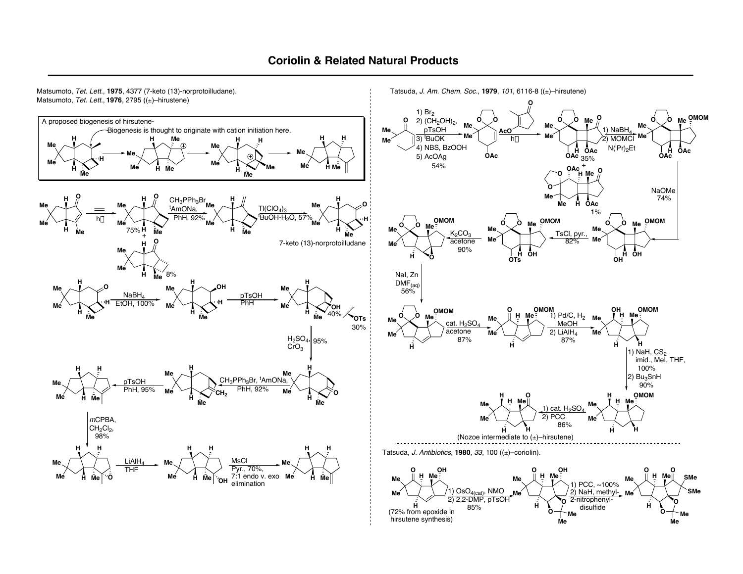# Coriolin & Related Natural Products

Matsumoto, *Tet. Lett.*, **1975**, 4377 (7-keto (13)-norprotoilludane).
Matsumoto, *Tet. Lett.*, **1976**, 2795 ((±)–hirustene)

A proposed biogenesis of hirsutene-
Biogenesis is thought to originate with cation initiation here.

$CH_3PPh_3Br$, $^tAmONa$, PhH, 92%

$Tl(ClO_4)_3$, $^tBuOH-H_2O$, 57%

hν; 75% + 8%

7-keto (13)-norprotoilludane

$NaBH_4$, EtOH, 100%

pTsOH, PhH; 40%, 30% (OTs)

$H_2SO_4$, $CrO_3$, 95%

$CH_3PPh_3Br$, $^tAmONa$, PhH, 92%

pTsOH, PhH, 95%

*m*CPBA, $CH_2Cl_2$, 98%

$LiAlH_4$, THF

MsCl, Pyr., 70%, 7:1 endo v. exo elimination

Tatsuda, *J. Am. Chem. Soc.,* **1979**, *101*, 6116-8 ((±)–hirsutene)

1) $Br_2$
2) $(CH_2OH)_2$, pTsOH
3) $^tBuOK$
4) NBS, BzOOH
5) AcOAg
54%

hν; 35% + 1%

1) $NaBH_4$
2) MOMCl, $N(^iPr)_2Et$

NaOMe, 74%

TsCl, pyr., 82%

$K_2CO_3$, acetone, 90%

NaI, Zn, $DMF_{(aq)}$, 56%

cat. $H_2SO_4$, acetone, 87%

1) Pd/C, $H_2$, MeOH
2) $LiAlH_4$
87%

1) NaH, $CS_2$, imid., MeI, THF, 100%
2) $Bu_3SnH$, 90%

1) cat. $H_2SO_4$
2) PCC
86%

(Nozoe intermediate to (±)–hirsutene)

Tatsuda, *J. Antibiotics*, **1980**, *33*, 100 ((±)–coriolin).

(72% from epoxide in hirsutene synthesis)

1) $OsO_{4(cat)}$, NMO
2) 2,2-DMP, pTsOH
85%

1) PCC, ~100%
2) NaH, methyl-2-nitrophenyl-disulfide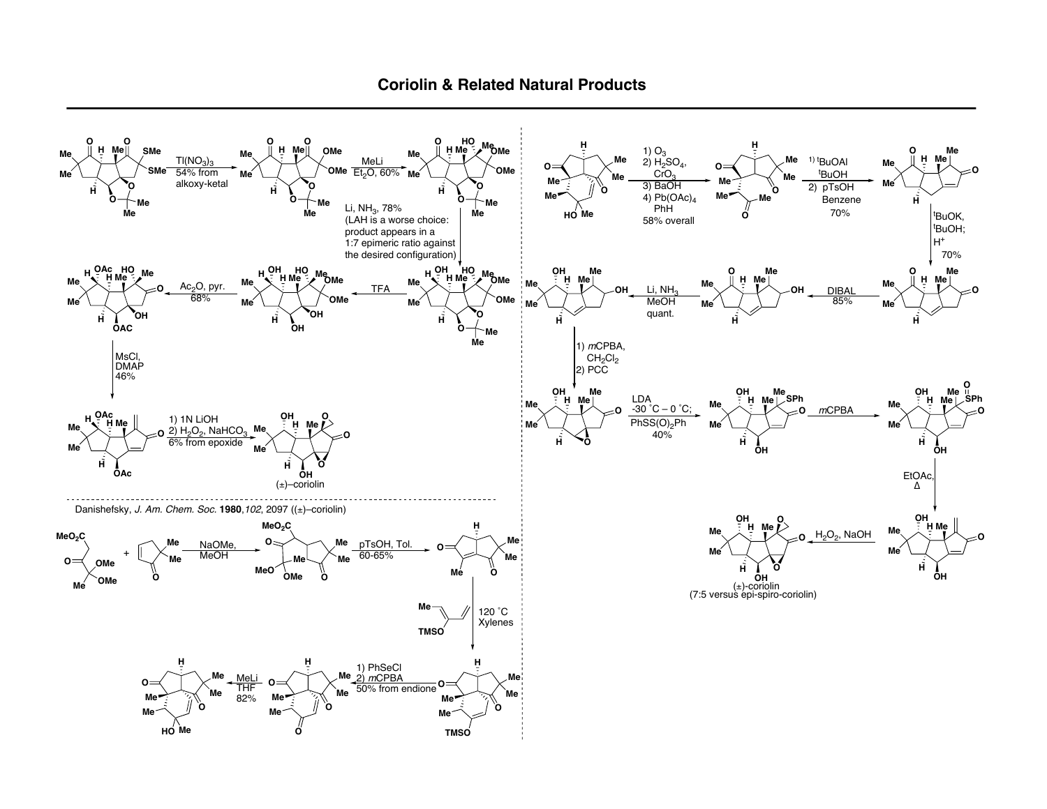# Coriolin & Related Natural Products

$Tl(NO_3)_3$
54% from alkoxy-ketal

MeLi
$Et_2O$, 60%

Li, $NH_3$, 78%
(LAH is a worse choice: product appears in a 1:7 epimeric ratio against the desired configuration)

TFA

$Ac_2O$, pyr.
68%

MsCl, DMAP
46%

1) 1N LiOH
2) $H_2O_2$, $NaHCO_3$
6% from epoxide

(±)–coriolin

1) $O_3$
2) $H_2SO_4$, $CrO_3$
3) BaOH
4) $Pb(OAc)_4$ PhH
58% overall

1) ${}^tBuOAl$ ${}^tBuOH$
2) pTsOH Benzene
70%

${}^tBuOK$, ${}^tBuOH$; $H^+$
70%

DIBAL
85%

Li, $NH_3$
MeOH
quant.

1) *m*CPBA, $CH_2Cl_2$
2) PCC

LDA
-30 ˚C – 0 ˚C;
PhSS(O)$_2$Ph
40%

*m*CPBA

EtOAc, Δ

$H_2O_2$, NaOH

(±)-coriolin
(7:5 versus epi-spiro-coriolin)

Danishefsky, *J. Am. Chem. Soc.* **1980**, *102*, 2097 ((±)–coriolin)

NaOMe, MeOH

pTsOH, Tol.
60-65%

120 ˚C
Xylenes

1) PhSeCl
2) *m*CPBA
50% from endione

MeLi
THF
82%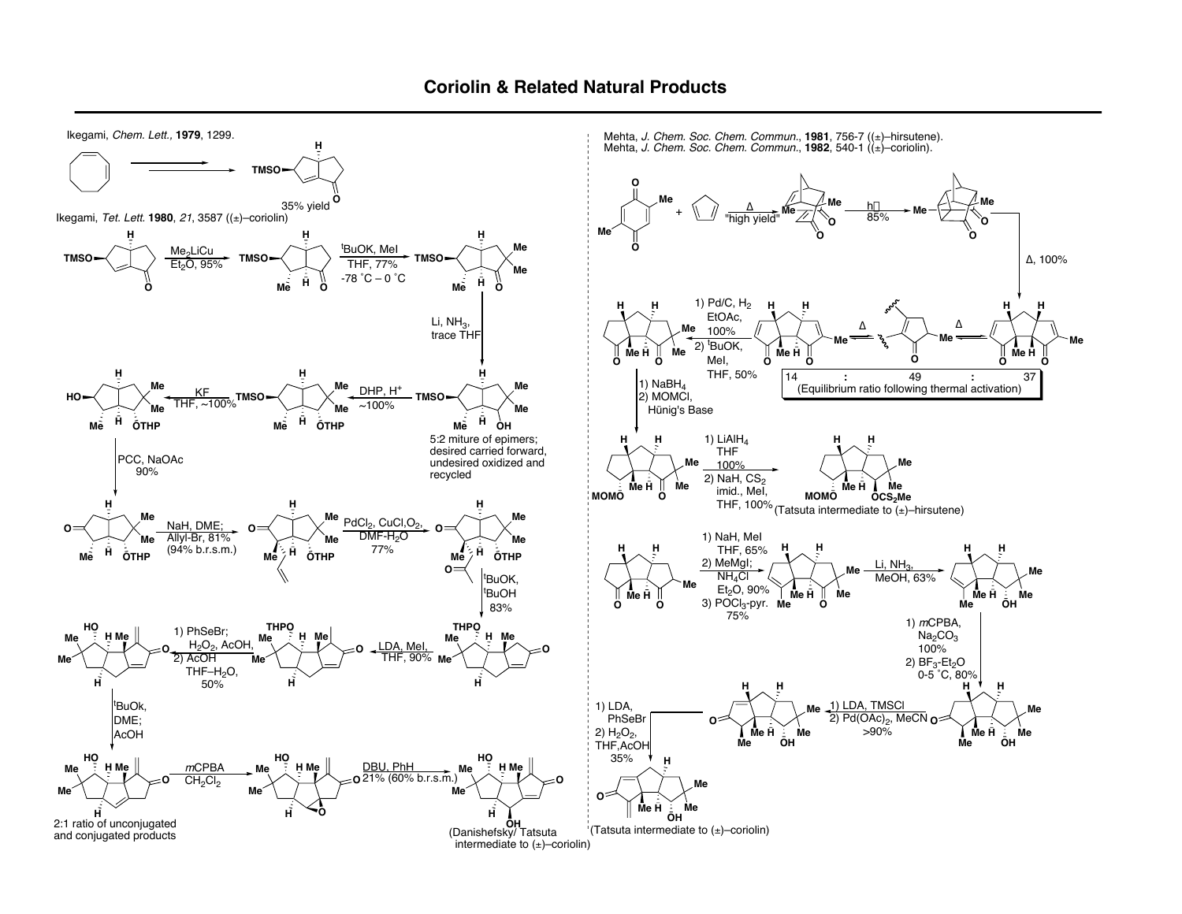# Coriolin & Related Natural Products

Ikegami, *Chem. Lett.*, **1979**, 1299.

TMSO, 35% yield

Ikegami, *Tet. Lett.* **1980**, *21*, 3587 ((±)–coriolin)

$Me_2LiCu$, $Et_2O$, 95%

$^tBuOK$, MeI, THF, 77%, -78 °C – 0 °C

Li, $NH_3$, trace THF

5:2 miture of epimers; desired carried forward, undesired oxidized and recycled

DHP, $H^+$, ~100%

KF, THF, ~100%

PCC, NaOAc, 90%

NaH, DME; Allyl-Br, 81% (94% b.r.s.m.)

$PdCl_2$, CuCl, $O_2$, DMF-$H_2O$, 77%

$^tBuOK$, $^tBuOH$, 83%

LDA, MeI, THF, 90%

1) PhSeBr; $H_2O_2$, AcOH, 2) AcOH, THF–$H_2O$, 50%

$^tBuOk$, DME; AcOH

2:1 ratio of unconjugated and conjugated products

*m*CPBA, $CH_2Cl_2$

DBU, PhH, 21% (60% b.r.s.m.)

(Danishefsky/ Tatsuta intermediate to (±)–coriolin)

Mehta, *J. Chem. Soc. Chem. Commun.*, **1981**, 756-7 ((±)–hirsutene).
Mehta, *J. Chem. Soc. Chem. Commun.*, **1982**, 540-1 ((±)–coriolin).

Δ, "high yield"

hν, 85%

Δ, 100%

Δ, Δ

| 14 | : | 49 | : | 37 |
|---|---|---|---|---|
| (Equilibrium ratio following thermal activation) | | | | |

1) Pd/C, $H_2$, EtOAc, 100% 2) $^tBuOK$, MeI, THF, 50%

1) $NaBH_4$ 2) MOMCl, Hünig's Base

1) $LiAlH_4$, THF, 100% 2) NaH, $CS_2$, imid., MeI, THF, 100%

(Tatsuta intermediate to (±)–hirsutene)

1) NaH, MeI, THF, 65% 2) MeMgI; $NH_4Cl$, $Et_2O$, 90% 3) $POCl_3$-pyr. 75%

Li, $NH_3$, MeOH, 63%

1) *m*CPBA, $Na_2CO_3$, 100% 2) $BF_3$-$Et_2O$, 0-5 °C, 80%

1) LDA, TMSCl 2) $Pd(OAc)_2$, MeCN, >90%

1) LDA, PhSeBr 2) $H_2O_2$, THF, AcOH, 35%

(Tatsuta intermediate to (±)–coriolin)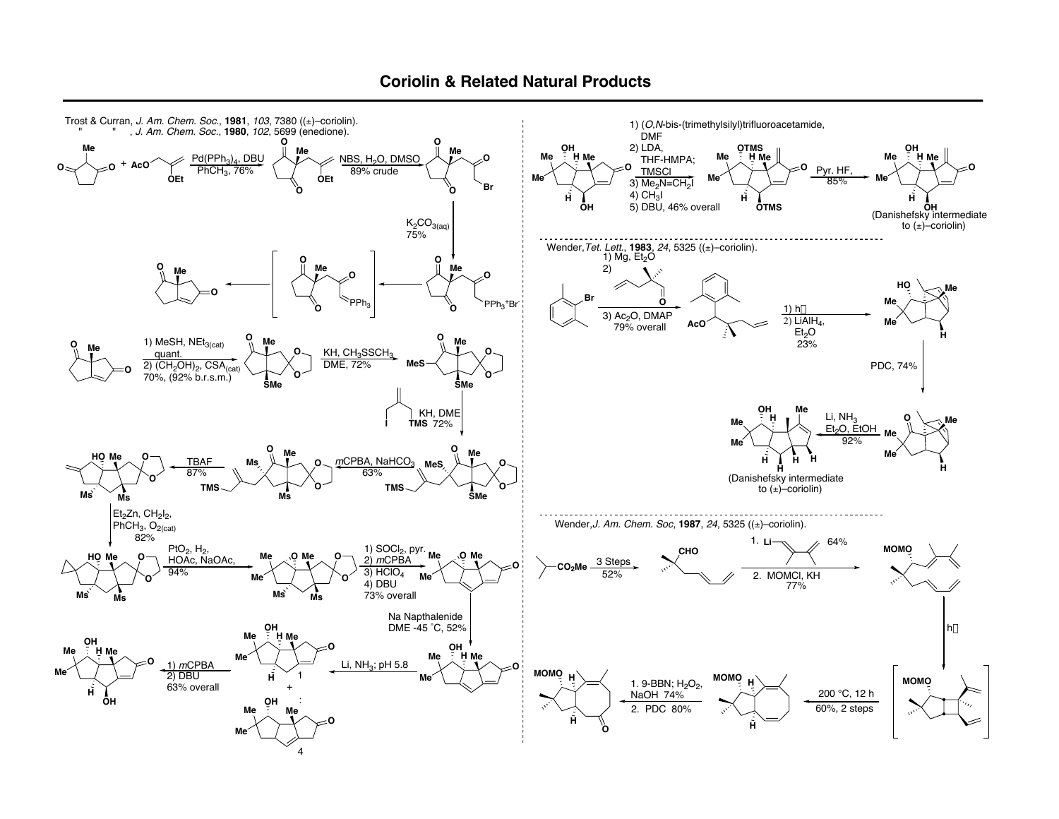# Coriolin & Related Natural Products

Trost & Curran, *J. Am. Chem. Soc.*, **1981**, *103*, 7380 ((±)–coriolin).
" " , *J. Am. Chem. Soc.*, **1980**, *102*, 5699 (enedione).

Pd(PPh$_3$)$_4$, DBU
PhCH$_3$, 76%

NBS, H$_2$O, DMSO
89% crude

K$_2$CO$_{3(aq)}$
75%

1) MeSH, NEt$_{3(cat)}$
quant.
2) (CH$_2$OH)$_2$, CSA$_{(cat)}$
70%, (92% b.r.s.m.)

KH, CH$_3$SSCH$_3$
DME, 72%

KH, DME
72%

*m*CPBA, NaHCO$_3$
63%

TBAF
87%

Et$_2$Zn, CH$_2$I$_2$,
PhCH$_3$, O$_{2(cat)}$
82%

PtO$_2$, H$_2$,
HOAc, NaOAc,
94%

1) SOCl$_2$, pyr.
2) *m*CPBA
3) HClO$_4$
4) DBU
73% overall

Na Napthalenide
DME -45 °C, 52%

Li, NH$_3$; pH 5.8

1) *m*CPBA
2) DBU
63% overall

1) (*O,N*-bis-(trimethylsilyl)trifluoroacetamide,
DMF
2) LDA,
THF-HMPA;
TMSCl
3) Me$_2$N=CH$_2$I
4) CH$_3$I
5) DBU, 46% overall

Pyr. HF,
85%

(Danishefsky intermediate
to (±)–coriolin)

Wender, *Tet. Lett.*, **1983**, *24*, 5325 ((±)–coriolin).

1) Mg, Et$_2$O
2)
3) Ac$_2$O, DMAP
79% overall

1) h$\nu$
2) LiAlH$_4$,
Et$_2$O
23%

PDC, 74%

Li, NH$_3$
Et$_2$O, EtOH
92%

(Danishefsky intermediate
to (±)–coriolin)

Wender, *J. Am. Chem. Soc*, **1987**, *24*, 5325 ((±)–coriolin).

3 Steps
52%

1. Li– 64%
2. MOMCl, KH
77%

h$\nu$

200 °C, 12 h
60%, 2 steps

1. 9-BBN; H$_2$O$_2$,
NaOH 74%
2. PDC 80%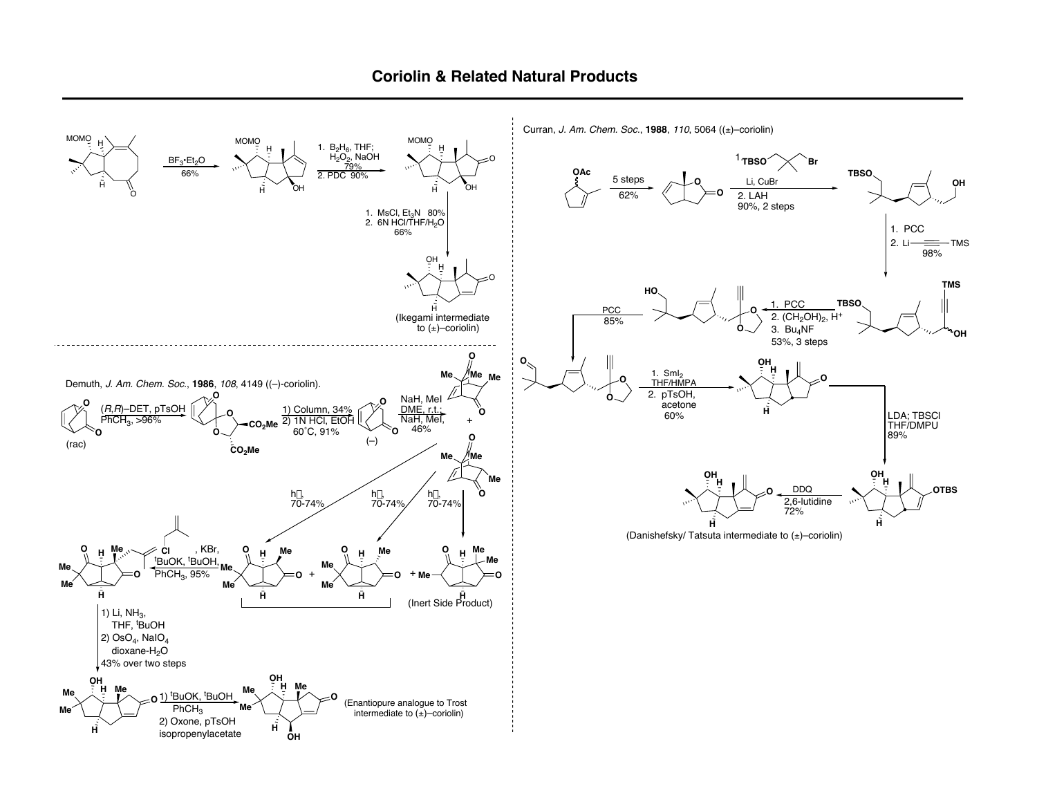# Coriolin & Related Natural Products

MOMO

$BF_3{\cdot}Et_2O$
66%

1. $B_2H_6$, THF; $H_2O_2$, NaOH 79%
2. PDC 90%

1. MsCl, $Et_3N$ 80%
2. 6N HCl/THF/$H_2O$ 66%

(Ikegami intermediate to (±)–coriolin)

Demuth, *J. Am. Chem. Soc.*, **1986**, *108*, 4149 ((–)-coriolin).

(rac)

(*R,R*)–DET, pTsOH
$PhCH_3$, >96%

1) Column, 34%
2) 1N HCl, EtOH 60˚C, 91%

(–)

NaH, MeI
DME, r.t.;
NaH, MeI,
46%

hν, 70-74%

hν, 70-74%

hν, 70-74%

(Inert Side Product)

, KBr, $^tBuOK$, $^tBuOH$, $PhCH_3$, 95%

1) Li, $NH_3$, THF, $^tBuOH$
2) $OsO_4$, $NaIO_4$ dioxane-$H_2O$
43% over two steps

1) $^tBuOK$, $^tBuOH$ $PhCH_3$
2) Oxone, pTsOH isopropenylacetate

(Enantiopure analogue to Trost intermediate to (±)–coriolin)

Curran, *J. Am. Chem. Soc.*, **1988**, *110*, 5064 ((±)–coriolin)

5 steps
62%

Li, CuBr
2. LAH
90%, 2 steps

1. PCC
2. Li—≡—TMS
98%

1. PCC
2. $(CH_2OH)_2$, $H^+$
3. $Bu_4NF$
53%, 3 steps

PCC
85%

1. $SmI_2$ THF/HMPA
2. pTsOH, acetone
60%

LDA; TBSCl THF/DMPU
89%

DDQ
2,6-lutidine
72%

(Danishefsky/ Tatsuta intermediate to (±)–coriolin)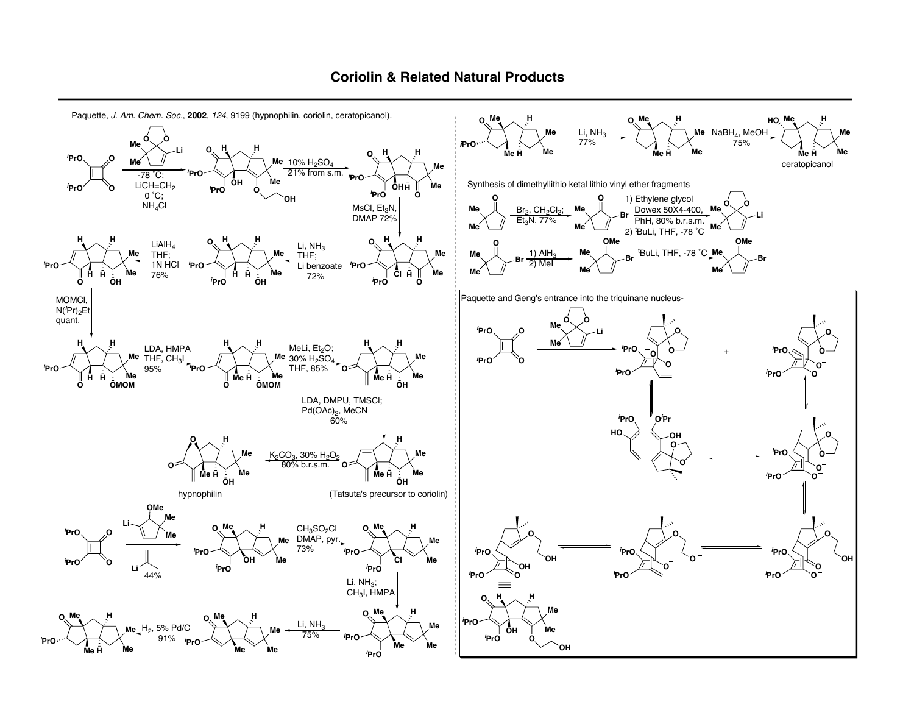# Coriolin & Related Natural Products

Paquette, *J. Am. Chem. Soc.*, **2002**, *124*, 9199 (hypnophilin, coriolin, ceratopicanol).

-78 °C; $LiCH=CH_2$ 0 °C; $NH_4Cl$

10% $H_2SO_4$ 21% from s.m.

MsCl, $Et_3N$, DMAP 72%

Li, $NH_3$ THF; Li benzoate 72%

$LiAlH_4$ THF; 1N HCl 76%

MOMCl, $N(^iPr)_2Et$ quant.

LDA, HMPA THF, $CH_3I$ 95%

MeLi, $Et_2O$; 30% $H_2SO_4$ THF, 85%

LDA, DMPU, TMSCl; $Pd(OAc)_2$, MeCN 60%

$K_2CO_3$, 30% $H_2O_2$ 80% b.r.s.m.

hypnophilin

(Tatsuta's precursor to coriolin)

44%

$CH_3SO_2Cl$ DMAP, pyr. 73%

Li, $NH_3$; $CH_3I$, HMPA

Li, $NH_3$ 75%

$H_2$, 5% Pd/C 91%

Li, $NH_3$ 77%

$NaBH_4$, MeOH 75%

ceratopicanol

Synthesis of dimethyllithio ketal lithio vinyl ether fragments

$Br_2$, $CH_2Cl_2$; $Et_3N$, 77%

1) Ethylene glycol Dowex 50X4-400, PhH, 80% b.r.s.m. 2) $^tBuLi$, THF, -78 °C

1) $AlH_3$ 2) MeI

$^tBuLi$, THF, -78 °C

Paquette and Geng's entrance into the triquinane nucleus-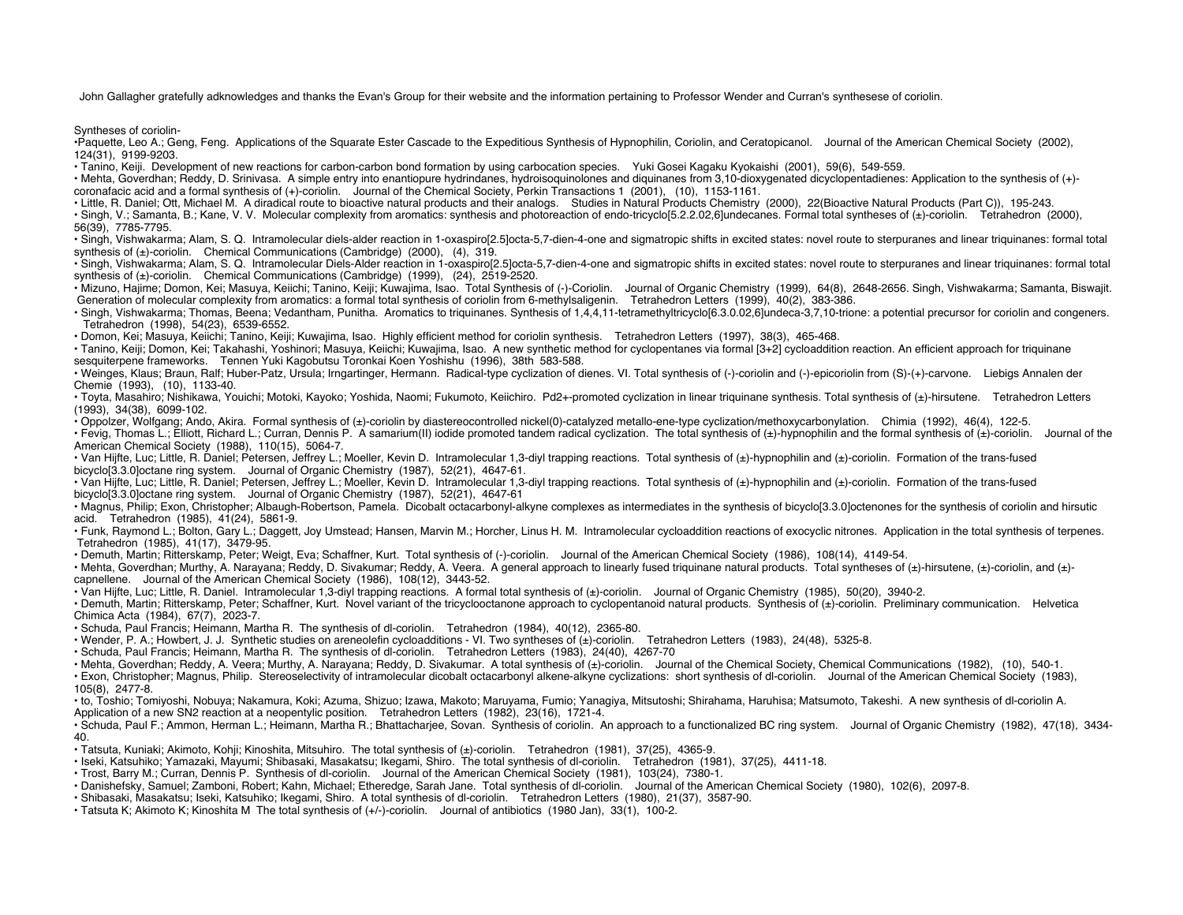John Gallagher gratefully adknowledges and thanks the Evan's Group for their website and the information pertaining to Professor Wender and Curran's synthesese of coriolin.

Syntheses of coriolin-

- Paquette, Leo A.; Geng, Feng. Applications of the Squarate Ester Cascade to the Expeditious Synthesis of Hypnophilin, Coriolin, and Ceratopicanol. Journal of the American Chemical Society (2002), 124(31), 9199-9203.
- Tanino, Keiji. Development of new reactions for carbon-carbon bond formation by using carbocation species. Yuki Gosei Kagaku Kyokaishi (2001), 59(6), 549-559.
- Mehta, Goverdhan; Reddy, D. Srinivasa. A simple entry into enantiopure hydrindanes, hydroisoquinolones and diquinanes from 3,10-dioxygenated dicyclopentadienes: Application to the synthesis of (+)-coronafacic acid and a formal synthesis of (+)-coriolin. Journal of the Chemical Society, Perkin Transactions 1 (2001), (10), 1153-1161.
- Little, R. Daniel; Ott, Michael M. A diradical route to bioactive natural products and their analogs. Studies in Natural Products Chemistry (2000), 22(Bioactive Natural Products (Part C)), 195-243.
- Singh, V.; Samanta, B.; Kane, V. V. Molecular complexity from aromatics: synthesis and photoreaction of endo-tricyclo[5.2.2.02,6]undecanes. Formal total syntheses of (±)-coriolin. Tetrahedron (2000), 56(39), 7785-7795.
- Singh, Vishwakarma; Alam, S. Q. Intramolecular diels-alder reaction in 1-oxaspiro[2.5]octa-5,7-dien-4-one and sigmatropic shifts in excited states: novel route to sterpuranes and linear triquinanes: formal total synthesis of (±)-coriolin. Chemical Communications (Cambridge) (2000), (4), 319.
- Singh, Vishwakarma; Alam, S. Q. Intramolecular Diels-Alder reaction in 1-oxaspiro[2.5]octa-5,7-dien-4-one and sigmatropic shifts in excited states: novel route to sterpuranes and linear triquinanes: formal total synthesis of (±)-coriolin. Chemical Communications (Cambridge) (1999), (24), 2519-2520.
- Mizuno, Hajime; Domon, Kei; Masuya, Keiichi; Tanino, Keiji; Kuwajima, Isao. Total Synthesis of (-)-Coriolin. Journal of Organic Chemistry (1999), 64(8), 2648-2656. Singh, Vishwakarma; Samanta, Biswajit. Generation of molecular complexity from aromatics: a formal total synthesis of coriolin from 6-methylsaligenin. Tetrahedron Letters (1999), 40(2), 383-386.
- Singh, Vishwakarma; Thomas, Beena; Vedantham, Punitha. Aromatics to triquinanes. Synthesis of 1,4,4,11-tetramethyltricyclo[6.3.0.02,6]undeca-3,7,10-trione: a potential precursor for coriolin and congeners. Tetrahedron (1998), 54(23), 6539-6552.
- Domon, Kei; Masuya, Keiichi; Tanino, Keiji; Kuwajima, Isao. Highly efficient method for coriolin synthesis. Tetrahedron Letters (1997), 38(3), 465-468.
- Tanino, Keiji; Domon, Kei; Takahashi, Yoshinori; Masuya, Keiichi; Kuwajima, Isao. A new synthetic method for cyclopentanes via formal [3+2] cycloaddition reaction. An efficient approach for triquinane sesquiterpene frameworks. Tennen Yuki Kagobutsu Toronkai Koen Yoshishu (1996), 38th 583-588.
- Weinges, Klaus; Braun, Ralf; Huber-Patz, Ursula; Irngartinger, Hermann. Radical-type cyclization of dienes. VI. Total synthesis of (-)-coriolin and (-)-epicoriolin from (S)-(+)-carvone. Liebigs Annalen der Chemie (1993), (10), 1133-40.
- Toyta, Masahiro; Nishikawa, Youichi; Motoki, Kayoko; Yoshida, Naomi; Fukumoto, Keiichiro. Pd2+-promoted cyclization in linear triquinane synthesis. Total synthesis of (±)-hirsutene. Tetrahedron Letters (1993), 34(38), 6099-102.
- Oppolzer, Wolfgang; Ando, Akira. Formal synthesis of (±)-coriolin by diastereocontrolled nickel(0)-catalyzed metallo-ene-type cyclization/methoxycarbonylation. Chimia (1992), 46(4), 122-5.
- Fevig, Thomas L.; Elliott, Richard L.; Curran, Dennis P. A samarium(II) iodide promoted tandem radical cyclization. The total synthesis of (±)-hypnophilin and the formal synthesis of (±)-coriolin. Journal of the American Chemical Society (1988), 110(15), 5064-7.
- Van Hijfte, Luc; Little, R. Daniel; Petersen, Jeffrey L.; Moeller, Kevin D. Intramolecular 1,3-diyl trapping reactions. Total synthesis of (±)-hypnophilin and (±)-coriolin. Formation of the trans-fused bicyclo[3.3.0]octane ring system. Journal of Organic Chemistry (1987), 52(21), 4647-61.
- Van Hijfte, Luc; Little, R. Daniel; Petersen, Jeffrey L.; Moeller, Kevin D. Intramolecular 1,3-diyl trapping reactions. Total synthesis of (±)-hypnophilin and (±)-coriolin. Formation of the trans-fused bicyclo[3.3.0]octane ring system. Journal of Organic Chemistry (1987), 52(21), 4647-61
- Magnus, Philip; Exon, Christopher; Albaugh-Robertson, Pamela. Dicobalt octacarbonyl-alkyne complexes as intermediates in the synthesis of bicyclo[3.3.0]octenones for the synthesis of coriolin and hirsutic acid. Tetrahedron (1985), 41(24), 5861-9.
- Funk, Raymond L.; Bolton, Gary L.; Daggett, Joy Umstead; Hansen, Marvin M.; Horcher, Linus H. M. Intramolecular cycloaddition reactions of exocyclic nitrones. Application in the total synthesis of terpenes. Tetrahedron (1985), 41(17), 3479-95.
- Demuth, Martin; Ritterskamp, Peter; Weigt, Eva; Schaffner, Kurt. Total synthesis of (-)-coriolin. Journal of the American Chemical Society (1986), 108(14), 4149-54.
- Mehta, Goverdhan; Murthy, A. Narayana; Reddy, D. Sivakumar; Reddy, A. Veera. A general approach to linearly fused triquinane natural products. Total syntheses of (±)-hirsutene, (±)-coriolin, and (±)-capnellene. Journal of the American Chemical Society (1986), 108(12), 3443-52.
- Van Hijfte, Luc; Little, R. Daniel. Intramolecular 1,3-diyl trapping reactions. A formal total synthesis of (±)-coriolin. Journal of Organic Chemistry (1985), 50(20), 3940-2.
- Demuth, Martin; Ritterskamp, Peter; Schaffner, Kurt. Novel variant of the tricyclooctanone approach to cyclopentanoid natural products. Synthesis of (±)-coriolin. Preliminary communication. Helvetica Chimica Acta (1984), 67(7), 2023-7.
- Schuda, Paul Francis; Heimann, Martha R. The synthesis of dl-coriolin. Tetrahedron (1984), 40(12), 2365-80.
- Wender, P. A.; Howbert, J. J. Synthetic studies on areneolefin cycloadditions - VI. Two syntheses of (±)-coriolin. Tetrahedron Letters (1983), 24(48), 5325-8.
- Schuda, Paul Francis; Heimann, Martha R. The synthesis of dl-coriolin. Tetrahedron Letters (1983), 24(40), 4267-70
- Mehta, Goverdhan; Reddy, A. Veera; Murthy, A. Narayana; Reddy, D. Sivakumar. A total synthesis of (±)-coriolin. Journal of the Chemical Society, Chemical Communications (1982), (10), 540-1.
- Exon, Christopher; Magnus, Philip. Stereoselectivity of intramolecular dicobalt octacarbonyl alkene-alkyne cyclizations: short synthesis of dl-coriolin. Journal of the American Chemical Society (1983), 105(8), 2477-8.
- to, Toshio; Tomiyoshi, Nobuya; Nakamura, Koki; Azuma, Shizuo; Izawa, Makoto; Maruyama, Fumio; Yanagiya, Mitsutoshi; Shirahama, Haruhisa; Matsumoto, Takeshi. A new synthesis of dl-coriolin A. Application of a new SN2 reaction at a neopentylic position. Tetrahedron Letters (1982), 23(16), 1721-4.
- Schuda, Paul F.; Ammon, Herman L.; Heimann, Martha R.; Bhattacharjee, Sovan. Synthesis of coriolin. An approach to a functionalized BC ring system. Journal of Organic Chemistry (1982), 47(18), 3434-40.
- Tatsuta, Kuniaki; Akimoto, Kohji; Kinoshita, Mitsuhiro. The total synthesis of (±)-coriolin. Tetrahedron (1981), 37(25), 4365-9.
- Iseki, Katsuhiko; Yamazaki, Mayumi; Shibasaki, Masakatsu; Ikegami, Shiro. The total synthesis of dl-coriolin. Tetrahedron (1981), 37(25), 4411-18.
- Trost, Barry M.; Curran, Dennis P. Synthesis of dl-coriolin. Journal of the American Chemical Society (1981), 103(24), 7380-1.
- Danishefsky, Samuel; Zamboni, Robert; Kahn, Michael; Etheredge, Sarah Jane. Total synthesis of dl-coriolin. Journal of the American Chemical Society (1980), 102(6), 2097-8.
- Shibasaki, Masakatsu; Iseki, Katsuhiko; Ikegami, Shiro. A total synthesis of dl-coriolin. Tetrahedron Letters (1980), 21(37), 3587-90.
- Tatsuta K; Akimoto K; Kinoshita M The total synthesis of (+/-)-coriolin. Journal of antibiotics (1980 Jan), 33(1), 100-2.